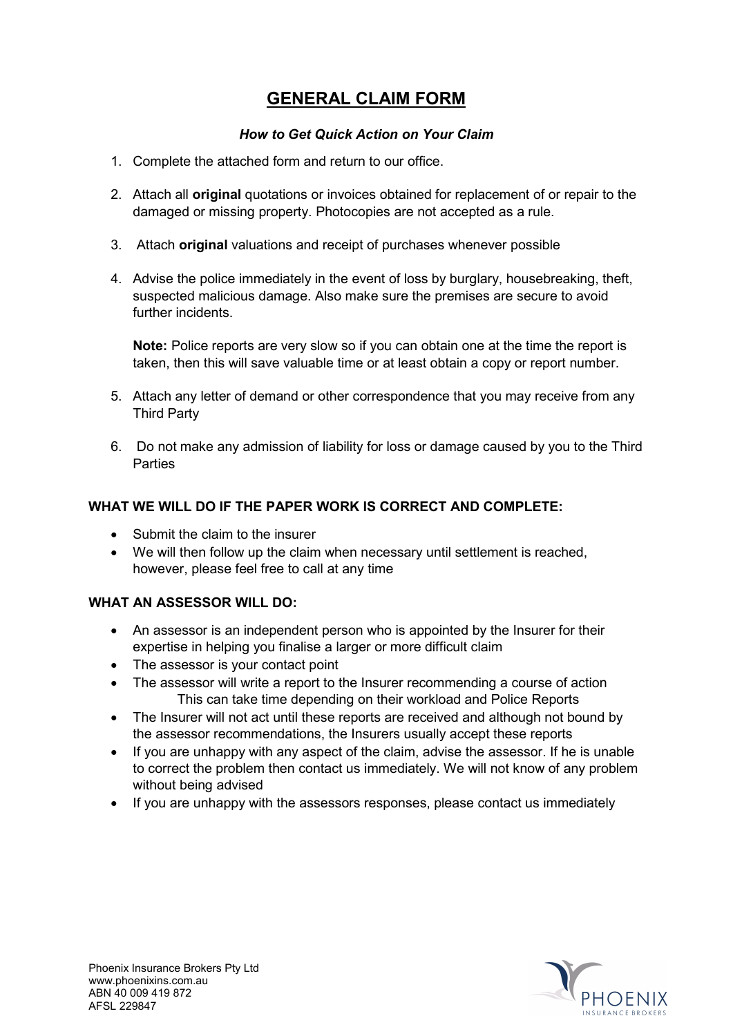# GENERAL CLAIM FORM

***How to Get Quick Action on Your Claim***

1. Complete the attached form and return to our office.
2. Attach all **original** quotations or invoices obtained for replacement of or repair to the damaged or missing property. Photocopies are not accepted as a rule.
3. Attach **original** valuations and receipt of purchases whenever possible
4. Advise the police immediately in the event of loss by burglary, housebreaking, theft, suspected malicious damage. Also make sure the premises are secure to avoid further incidents.

   **Note:** Police reports are very slow so if you can obtain one at the time the report is taken, then this will save valuable time or at least obtain a copy or report number.

5. Attach any letter of demand or other correspondence that you may receive from any Third Party
6. Do not make any admission of liability for loss or damage caused by you to the Third Parties

**WHAT WE WILL DO IF THE PAPER WORK IS CORRECT AND COMPLETE:**

- Submit the claim to the insurer
- We will then follow up the claim when necessary until settlement is reached, however, please feel free to call at any time

**WHAT AN ASSESSOR WILL DO:**

- An assessor is an independent person who is appointed by the Insurer for their expertise in helping you finalise a larger or more difficult claim
- The assessor is your contact point
- The assessor will write a report to the Insurer recommending a course of action
  This can take time depending on their workload and Police Reports
- The Insurer will not act until these reports are received and although not bound by the assessor recommendations, the Insurers usually accept these reports
- If you are unhappy with any aspect of the claim, advise the assessor. If he is unable to correct the problem then contact us immediately. We will not know of any problem without being advised
- If you are unhappy with the assessors responses, please contact us immediately

Phoenix Insurance Brokers Pty Ltd
www.phoenixins.com.au
ABN 40 009 419 872
AFSL 229847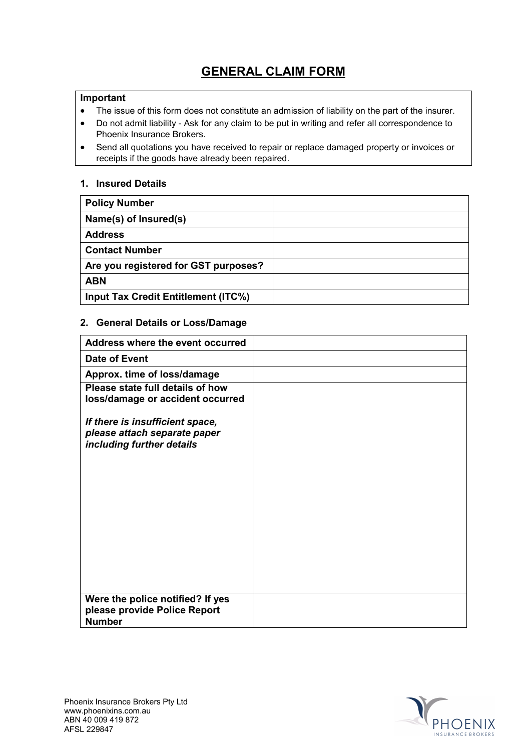# GENERAL CLAIM FORM

**Important**

- The issue of this form does not constitute an admission of liability on the part of the insurer.
- Do not admit liability - Ask for any claim to be put in writing and refer all correspondence to Phoenix Insurance Brokers.
- Send all quotations you have received to repair or replace damaged property or invoices or receipts if the goods have already been repaired.

## 1. Insured Details

| | |
|---|---|
| **Policy Number** | |
| **Name(s) of Insured(s)** | |
| **Address** | |
| **Contact Number** | |
| **Are you registered for GST purposes?** | |
| **ABN** | |
| **Input Tax Credit Entitlement (ITC%)** | |

## 2. General Details or Loss/Damage

| | |
|---|---|
| **Address where the event occurred** | |
| **Date of Event** | |
| **Approx. time of loss/damage** | |
| **Please state full details of how loss/damage or accident occurred** <br><br> ***If there is insufficient space, please attach separate paper including further details*** | |
| **Were the police notified? If yes please provide Police Report Number** | |

Phoenix Insurance Brokers Pty Ltd
www.phoenixins.com.au
ABN 40 009 419 872
AFSL 229847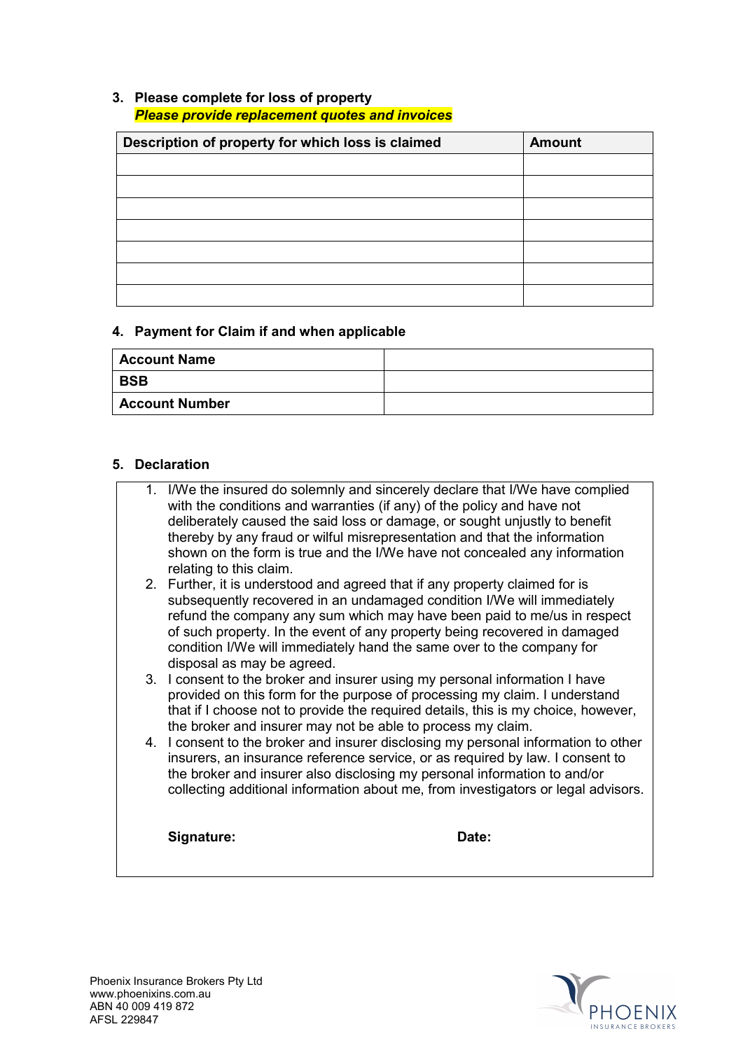## 3. Please complete for loss of property

***Please provide replacement quotes and invoices***

| Description of property for which loss is claimed | Amount |
|---|---|
| | |
| | |
| | |
| | |
| | |
| | |
| | |

## 4. Payment for Claim if and when applicable

| | |
|---|---|
| **Account Name** | |
| **BSB** | |
| **Account Number** | |

## 5. Declaration

1. I/We the insured do solemnly and sincerely declare that I/We have complied with the conditions and warranties (if any) of the policy and have not deliberately caused the said loss or damage, or sought unjustly to benefit thereby by any fraud or wilful misrepresentation and that the information shown on the form is true and the I/We have not concealed any information relating to this claim.
2. Further, it is understood and agreed that if any property claimed for is subsequently recovered in an undamaged condition I/We will immediately refund the company any sum which may have been paid to me/us in respect of such property. In the event of any property being recovered in damaged condition I/We will immediately hand the same over to the company for disposal as may be agreed.
3. I consent to the broker and insurer using my personal information I have provided on this form for the purpose of processing my claim. I understand that if I choose not to provide the required details, this is my choice, however, the broker and insurer may not be able to process my claim.
4. I consent to the broker and insurer disclosing my personal information to other insurers, an insurance reference service, or as required by law. I consent to the broker and insurer also disclosing my personal information to and/or collecting additional information about me, from investigators or legal advisors.

**Signature:** **Date:**

Phoenix Insurance Brokers Pty Ltd
www.phoenixins.com.au
ABN 40 009 419 872
AFSL 229847

PHOENIX INSURANCE BROKERS